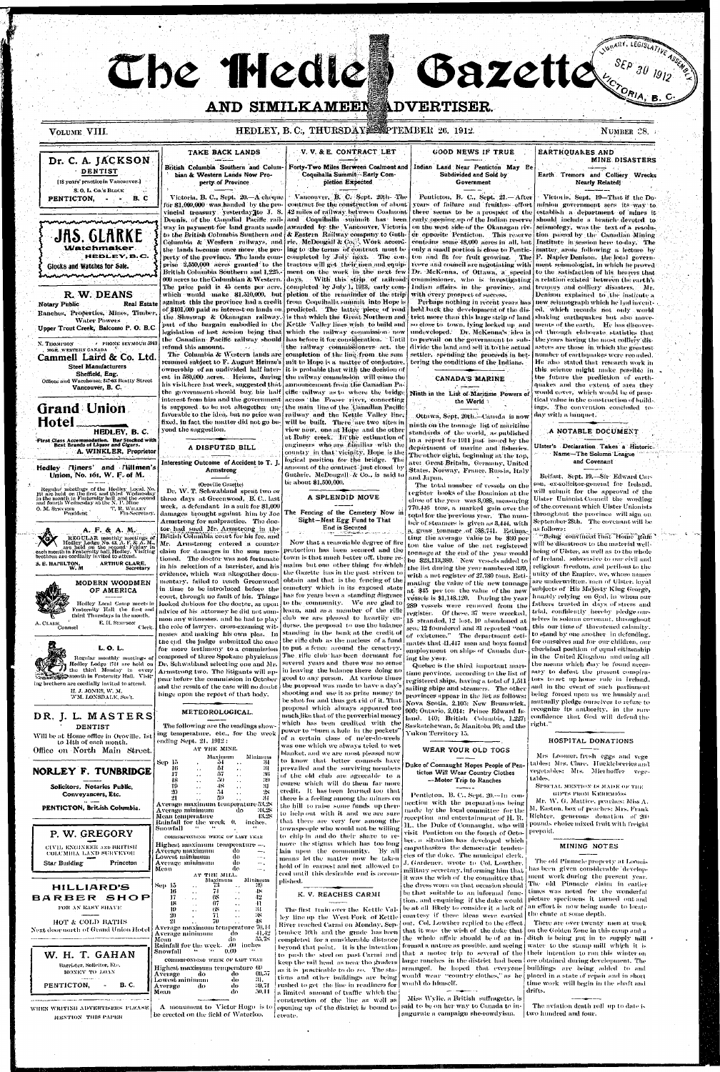# The Hedley Gazette

## AND SIMILKAMEEN ADVERTISER.

VOLUME VIII. HEDLEY, B. C., THURSDAY, SEPTEMBER 26. 1912. NUMBER 38.

---

**Dr. C. A. JACKSON**
DENTIST
[18 years' practice in Vancouver.]
S. O. L. Co.'s BLOCK
PENTICTON, - - B. C

**JAS. CLARKE**
Watchmaker
HEDLEY, B. C.
Clocks and Watches for Sale.

**R. W. DEANS**
Notary Public Real Estate
Ranches, Properties, Mines, Timber, Water Powers
Upper Trout Creek, Balcomo P. O. B.C

N. THOMPSON PHONE SEYMOUR 5913
MGR. WESTERN CANADA
**Cammell Laird & Co. Ltd.**
Steel Manufacturers
Sheffield, Eng.
Offices and Warehouse, 847-63 Beatty Street
Vancouver, B. C.

**Grand Union Hotel** HEDLEY, B. C.
First Class Accommodation. Bar Stocked with Best Brands of Liquor and Cigars.
A. WINKLER, Proprietor

**Hedley Miners' and Millmen's Union, No. 161, W. F. of M.**
Regular meetings of the Hedley Local, No. 161 are held on the first and third Wednesday in the month in Fraternity hall and the second and fourth Wednesday at the N. P. Mine
O. M. STEVENS, President T. R. WILLEY, Fin-Secretary.

**A. F. & A. M.**
REGULAR monthly meetings of Hedley Lodge No. 43, A. F. & A. M., are held on the second Friday in each month in Fraternity hall, Hedley. Visiting brethren are cordially invited to attend.
S. E. HAMILTON, W. M ARTHUR CLARE, Secretary

**MODERN WOODMEN OF AMERICA**
Hedley Local Camp meets in Fraternity Hall the first and third Thursdays in the month.
A. CLARE, Consul E. H. SIMPSON, Clerk.

**L. O. L.**
Regular monthly meetings of Hedley Lodge 1744 are held on the third Monday in every month in Fraternity Hall. Visiting brethren are cordially invited to attend.
H. J. JONES, W. M.
W. M. LONSDALE, Sec't.

**DR. J. L. MASTERS**
DENTIST
Will be at Home office in Oroville, 1st to 14th of each month.
Office on North Main Street.

**NORLEY F. TUNBRIDGE**
Solicitors, Notaries Public, Conveyancers, Etc.
PENTICTON, British Columbia.

**P. W. GREGORY**
CIVIL ENGINEER AND BRITISH COLUMBIA LAND SURVEYOR
Star Building Princeton

**HILLIARD'S BARBER SHOP**
FOR AN EASY SHAVE
HOT & COLD BATHS
Next door north of Grand Union Hotel

**W. H. T. GAHAN**
Barrister, Solicitor, Etc.
MONEY TO LOAN
PENTICTON, - B. C.

WHEN WRITING ADVERTISERS PLEASE MENTION THIS PAPER

---

## TAKE BACK LANDS

**British Columbia Southern and Columbian & Western Lands Now Property of Province**

Victoria, B. C., Sept. 20.—A cheque for $1,000,000 was handed by the provincial treasury yesterday to J. S. Dennis, of the Canadian Pacific railway in payment for land grants made to the British Columbia Southern and Columbia & Western railways, and the lands become once more the property of the province. The lands comprise 2,350,000 acres granted to the British Columbia Southern and 1,225,000 acres to the Columbian & Western. The price paid is 45 cents per acre, which would make $1,510,000, but against this the province had a credit of $401,000 paid as interest on lands on the Shuswap & Okanagan railway, part of the bargain embodied in the legislation of last session being that the Canadian Pacific railway should refund this amount.

The Columbia & Western lands are resumed subject to F. August Heinze's ownership of an undivided half interest in 580,000 acres. Heinze, during his visit here last week, suggested that the government should buy his half interest from him and the government is supposed to be not altogether unfavorable to the idea, but no price was fixed, in fact the matter did not go beyond the suggestion.

## A DISPUTED BILL

**Interesting Outcome of Accident to T. J. Armstrong**

(Oroville Gazette)

Dr. W. T. Schwabland spent two or three days at Greenwood, B. C., last week, a defendant in a suit for $1,000 damages brought against him by Joe Armstrong for malpractice. The doctor had sued Mr. Armstrong in the British Columbia court for his fee, and Mr. Armstrong entered a counter claim for damages in the sum mentioned. The doctor was not fortunate in his selection of a barrister, and his evidence, which was altogether documentary, failed to reach Greenwood in time to be introduced before the court, through no fault of his. Things looked dubious for the doctor, as upon advice of his attorney he did not summon any witnesses, and he had to play the role of lawyer, cross-examining witnesses and making his own plea. In the end the judge submitted the case for more testimony to a commission composed of three Spokane physicians Dr. Schwabland selecting one and Mr. Armstrong two. The litigants will appear before the commission in October and the result of the case will no doubt hinge upon the report of that body.

## METEOROLOGICAL.

The following are the readings showing temperature, etc., for the week ending Sept. 21, 1912:

AT THE MINE.

| | | Maximum | Minimum |
|---|---|---|---|
| Sep | 15 | 54 | 34 |
| | 16 | 51 | 31 |
| | 17 | 57 | 36 |
| | 18 | 50 | 30 |
| | 19 | 48 | 31 |
| | 20 | 54 | 28 |
| | 21 | 59 | 34 |

Average maximum temperature 53.28
Average minimum do 32.28
Mean temperature 43.28
Rainfall for the week 0. inches.
Snowfall " "

CORRESPONDING WEEK OF LAST YEAR
Highest maximum temperature
Average maximum do
Lowest minimum do
Average minimum do
Mean do

AT THE MILL.

| | | Maximum | Minimum |
|---|---|---|---|
| Sep | 15 | 73 | 39 |
| | 16 | 71 | 46 |
| | 17 | 68 | 42 |
| | 18 | 67 | 41 |
| | 19 | 68 | 41 |
| | 20 | 71 | 38 |
| | 21 | 70 | 48 |

Average maximum temperature 70.14
Average minimum do 41.42
Mean do 55.78
Rainfall for the week .00 inches
Snowfall " 0.00

CORRESPONDING WEEK OF LAST YEAR
Highest maximum temperature 69
Average do do 60.57
Lowest minimum do 31.
Average do do 39.71
Mean do 50.11

A monument to Victor Hugo is to be erected on the field of Waterloo.

---

## V. V. & E. CONTRACT LET

**Forty-Two Miles Between Coalmont and Coquihalla Summit—Early Completion Expected**

Vancouver, B. C. Sept. 20th—The contract for the construction of about 42 miles of railway between Coalmont and Coquihalla summit has been awarded by the Vancouver, Victoria & Eastern Railway company to Guthrie, McDougall & Co. Work according to the terms of contract must be completed by July next. The contractors will get their men and equipment on the work in the next few days. With this strip of railroad completed by July 1, 1913, early completion of the remainder of the strip from Coquihalla summit into Hope is predicted. The latter piece of road is that which the Great Northern and Kettle Valley lines wish to build and which the railway commission now has before it for consideration. Until the railway commissioners act, the completion of the line from the summit to Hope is a matter of conjecture. It is probable that with the decision of the railway commission will come the announcement from the Canadian Pacific railway as to where the bridge across the Fraser river, connecting the main line of the Canadian Pacific railway and the Kettle Valley line, will be built. There are two sites in view now, one at Hope and the other at Ruby creek. In the estimation of engineers who are familiar with the country in that vicinity, Hope is the logical position for the bridge. The amount of the contract just closed by Guthrie, McDougall & Co., is said to be about $1,500,000.

## A SPLENDID MOVE

**The Fencing of the Cemetery Now in Sight—Nest Egg Fund to That End is Secured**

Now that a reasonable degree of fire protection has been secured and the town is that much better off, there remains but one other thing for which the Gazette has in the past striven to obtain and that is the fencing of the cemetery which in its exposed state has for years been a standing disgrace to the community. We are glad to learn, and as a member of the rifle club we are pleased to heartily endorse, the proposal to use the balance standing in the bank at the credit of the rifle club as the nucleus of a fund to put a fence around the cemetery. The rifle club has been dormant for several years and there was no sense in leaving the balance there doing no good to any person. At various times the proposal was made to have a day's shooting and use it as prize money to be shot for and thus get rid of it. That proposal which always appeared too much like that of the proverbial money which has been credited with the power to "burn a hole in the pockets" of a certain class of ne'er-do-wells was one which we always tried to wet blanket, and we are most pleased now to know that better counsels have prevailed and the surviving members of the old club are agreeable to a course which will do them far more credit. It has been learned too that there is a feeling among the miners on the hill to raise some funds up there to help out with it and we are sure that there are very few among the townspeople who would not be willing to chip in and do their share to remove the stigma which has too long lain upon the community. By all means let the matter now be taken hold of in earnest and not allowed to cool until this desirable end is accomplished.

## K. V. REACHES CARMI

The first train over the Kettle Valley line up the West Fork of Kettle River reached Carmi on Monday, September 16th and the grade has been completed for a considerable distance beyond that point. It is the intention to push the steel on past Carmi and keep the rail head as near the graders as it is practicable to do so. The stations and other buildings are being rushed to get the line in readiness for a limited amount of traffic which the construction of the line as well as opening up of the district is bound to create.

---

## GOOD NEWS IF TRUE

**Indian Land Near Penticton May Be Subdivided and Sold by Government**

Penticton, B. C., Sept. 21.—After years of failure and fruitless effort there seems to be a prospect of the early opening up of the Indian reserve on the west side of the Okanagan river opposite Penticton. This reserve contains some 48,000 acres in all, but only a small portion is close to Penticton and fit for fruit growing. The reeve and council are negotiating with Dr. McKenna, of Ottawa, a special commissioner, who is investigating Indian affairs in the province, and with every prospect of success.

Perhaps nothing in recent years has held back the development of the district more than this large strip of land so close to town, lying locked up and undeveloped. Dr. McKenna's idea is to prevail on the government to subdivide the land and sell it to the actual settler, spending the proceeds in bettering the conditions of the Indians.

## CANADA'S MARINE

**Ninth in the List of Maritime Powers of the World**

Ottawa, Sept. 20th.—Canada is now ninth on the tonnage list of maritime standards of the world, as published in a report for 1911 just issued by the department of marine and fisheries. The other eight, beginning at the top, are: Great Britain, Germany, United States, Norway, France, Russia, Italy and Japan.

The total number of vessels on the register books of the Dominion at the close of the year was 8,088, measuring 770,446 tons, a marked gain over the total for the previous year. The number of steamers is given as 3,444, with a gross tonnage of 588,741. Estimating the average value to be $30 per ton the value of the net registered tonnage at the end of the year would be $23,113,380. New vessels added to the list during the year numbered 339, with a net register of 27,730 tons. Estimating the value of the new tonnage at $45 per ton the value of the new vessels is $1,148,120. During the year 289 vessels were removed from the register. Of these, 37 were wrecked, 15 stranded, 12 lost, 10 abandoned at sea, 12 foundered and 31 reported "out of existence." The department estimates that 41,447 men and boys found employment on ships of Canada during the year.

Quebec is the third important maritime province, according to the list of registered ships, having a total of 1,511 sailing ships and steamers. The other provinces appear in the list as follows: Nova Scotia, 2,105; New Brunswick, 906; Ontario, 2,014; Prince Edward Island, 140; British Columbia, 1,227; Saskatchewan, 5; Manitoba 96; and the Yukon Territory 15.

## WEAR YOUR OLD TOGS

**Duke of Connaught Hopes People of Penticton Will Wear Country Clothes —Motor Trip to Ranches**

Penticton, B. C., Sept. 20.—In connection with the preparations being made by the local committee for the reception and entertainment of H. R. H., the Duke of Connaught, who will visit Penticton on the fourth of October, a situation has developed which emphasizes the democratic tendencies of the duke. The municipal clerk, J. Gardener, wrote to Col. Lowther, military secretary, informing him that, it was the wish of the committee that the dress worn on that occasion should be that suitable to an informal function, and enquiring if the duke would be at all likely to consider it a lack of courtesy if these ideas were carried out. Col. Lowther replied to the effect that it was the wish of the duke that the whole affair should be of as informal a nature as possible, and seeing that a motor trip to several of the large ranches in the district had been arranged, he hoped that everyone would wear "country clothes," as he would do himself.

Miss Wylie, a British suffragette, is said to be on her way to Canada to inaugurate a campaign she-rowdyism.

---

## EARTHQUAKES AND MINE DISASTERS

**Earth Tremors and Colliery Wrecks Nearly Related**

Victoria, Sept. 19—That if the Dominion government sees its way to establish a department of mines it should include a branch devoted to seismology, was the text of a resolution passed by the Canadian Mining Institute in session here to-day. The matter arose following a lecture by F. Napier Denison, the local government seismologist, in which he proved to the satisfaction of his hearers that a relation existed between the earth's tremors and colliery disasters. Mr. Denison explained to the institute a new seismograph which he had invented, which records not only world shaking earthquakes but also movements of the earth. He has discovered through elaborate statistics that the years having the most colliery disasters are those in which the greatest number of earthquakes were recorded. He also stated that research work in this science might make possible in the future the prediction of earthquakes and the extent of area they would cover, which would be of practical value in the construction of buildings. The convention concluded today with a banquet.

## A NOTABLE DOCUMENT

**Ulster's Declaration Takes a Historic Name—The Solumn League and Covenant**

Belfast, Sept. 19.—Sir Edward Carson, ex-solicitor-general for Ireland, will submit for the approval of the Ulster Unionist Council the wording of the covenant which Ulster Unionists throughout the province will sign on September 28th. The covenant will be as follows:

"Being convinced that Home Rule will be disastrous to the material well-being of Ulster, as well as to the whole of Ireland, subversive to our civil and religious freedom, and perilous to the unity of the Empire, we, whose names are underwritten, men of Ulster, loyal subjects of His Majesty King George, humbly relying on God, in whom our fathers trusted in days of stress and trial, confidently hereby pledge ourselves in solemn covenant, throughout this our time of threatened calamity, to stand by one another in defending, for ourselves and for our children, our cherished position of equal citizenship in the United Kingdom and using all the means which may be found necessary to defeat the present conspiracy to set up home rule in Ireland, and in the event of such parliament being forced upon us we humbly and mutually pledge ourselves to refuse to recognize its authority, in the sure confidence that God will defend the right."

## HOSPITAL DONATIONS

Mrs. Loomer, fresh eggs and vegetables; Mrs. Clare, Huckleberries and vegetables; Mrs. Mierhoffer vegetables.

SPECIAL MENTION IS MADE OF THE GIFTS FROM KEREMEOS

Mr. W. G. Mattice, peaches; Miss A. M. Easton, box of peaches; Mrs. Frank Richter, generous donation of 200 pounds choice mixed fruit with freight prepaid.

## MINING NOTES

The old Pinnacle property at Loomis has been given considerable development work during the present year. The old Pinnacle claim in earlier times was noted for the wonderful picture specimens it turned out and an effort is now being made to locate the chute at some depth.

There are over twenty men at work on the Golden Zone in this camp and a ditch is being put in to supply mill water to the stamp mill which it is their intention to run this winter on ore obtained during development. The buildings are being added to and placed in a state of repair and in short time work will begin in the shaft and drifts.

The aviation death roll up to date is two hundred and four.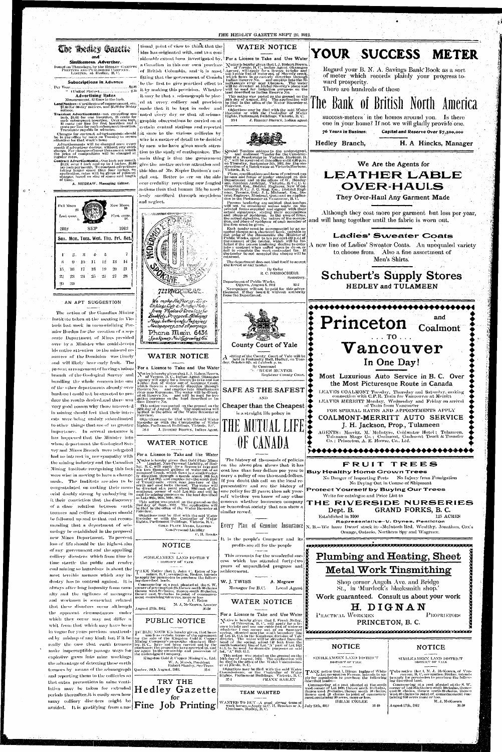# The Hedley Gazette

and

## Similkameen Advertiser.

Issued on Thursdays, by the HEDLEY GAZETTE PRINTING AND PUBLISHING COMPANY, LIMITED, at Hedley, B. C.

### Subscriptions in Advance

Per Year ... $2.00
" (United States) ... 2.50

### Advertising Rates

Measurement, 12 lines to the inch.

**Land Notices**—Certificates of improvement, etc., $7.00 for 60-day notices, and $5.00 for 30-day notices.

**Transient Advertisements**—not exceeding one inch, $1.00 for one insertion, 25 cents for each subsequent insertion. Over one inch, 10 cents per line for first insertion and 5 cents per line for each subsequent insertion. Transients payable in advance.

Changes for contract advertisements should be in the office by noon on Tuesday to secure attention for that week's issue.

Advertisements will be changed once every month if advertiser desires, without any extra charge. For changes oftener than once a month the price of composition will be charged at regular rates.

**Contract Advertisements**—One inch per month $1.25; over 1 inch and up to 4 inches, $1.00 per inch per month. To constant advertisers taking larger space than four inches, on application, rates will be given of reduced charges, based on size of space and length of time.

A. MEGRAW, Managing Editor.

| Full Moon 26 | | | | | | New Moon 10 |
|---|---|---|---|---|---|---|
| Last quar. 3 | | | | | | First quar. 18 |
| 1912 | | | SEP | | | 1912 |
| Sun. | Mon. | Tues. | Wed. | Thu. | Fri. | Sat. |
| 1 | 2 | 3 | 4 | 5 | 6 | 7 |
| 8 | 9 | 10 | 11 | 12 | 13 | 14 |
| 15 | 16 | 17 | 18 | 19 | 20 | 21 |
| 22 | 23 | 24 | 25 | 26 | 27 | 28 |
| 29 | 30 | | | | | |

## AN APT SUGGESTION

The action of the Canadian Mining Institute taken at the meeting in Victoria last week in memorializing Premier Borden for the creation of a separate Department of Mines presided over by a Minister who could devote his entire attention to the mineral resources of the Dominion was timely and will likely bear early fruit. The present arrangement of having a mines branch of the Geological Survey and handling the whole concern into one of the other departments already over burdened could not be expected to produce the results desired and there was very good reason why those interested in mining should feel that their interests were being unduly subordinated to other things that are of no greater importance. In several instances it has happened that the Minister into whose department the Geological Survey and Mines Branch were relegated had no interest in, nor sympathy with the mining industry and the Canadian Mining Institute recognizing this fact were wise in moving to have a change made. The Institute are also to be congratulated on making their memorial doubly strong by embodying in it their conviction that the discovery of a close relation between earth tremors and colliery disasters should be followed up and to that end recommending that a department of seismology be established in the proposed new Mines Department. To prevent loss of life should be the highest aim of any government and the appalling colliery disasters which from time to time startle the public and render coal mining so hazardous is about the most terrible menace which any industry has to contend against. It is always after long impunity from casualty and the vigilance of managers and workmen is somewhat relaxed that these disasters occur although the apparent circumstances under which they occur may not differ a whit from that which may have been in vogue for years previous unattended by mishap of any kind; but if it be really the case that earth tremors make imperceptible passage ways for explosive gases into mine workings the advantage of detecting these earth tremors by means of the seismograph and reporting them to the collieries so that extra precautions in mine ventilation may be taken for extended periods thereafter, it is easily seen how many colliery disasters might be avoided. It is gratifying from a national point of view to think that the idea has originated with, and to a considerable extent been investigated by, a Canadian in this our own province of British Columbia, and it is most fitting that the government of Canada be the first to give practical effect to it by making this provision. Whether it may be that a seismograph be placed at every colliery and provision made that it be kept in order and noted every day or that all seismographic observations be carried on at certain central stations and reported at once to the various collieries by wire is a matter of detail to be decided by men who have given much attention to the study of earthquakes. The main thing is that the government give the matter serious attention and this idea of Mr. Napier Denison's carried out. Better to err on the side over credulity respecting new fangled notions than that human life be needlessly sacrificed through scepticism and neglect.

722 RIVERSIDE AVE.

We make Halftones, Zinc Etchings, Cuts & Printing Plates from Photos & Drawings for Booklets, Prospectus, Catalogues, Maps, Letterheads, Magazines, Newspapers, and all purposes.

Phone Main 6434

Spokane News Engraving Co.

## WATER NOTICE

For a Licence to Take and Use Water

Notice is hereby given that J. J. Robert Brown, of Vernon, B. C., Indian Agent, Okanagan Agency will apply for a licence to take and use 3 miner feet of water out of Keremeos Creek, which flows in a westerly direction through Reserve No. .... and empties into Similkameen River near Keremeos. The water will be diverted at Reserve No. .... and will be used for irrigation purposes on the land described as Indian Reserve No. ....

This notice was posted on the ground on the 28th day of August, 1912. The application will be filed in the office of the Water Recorder at Fairview.

Objections may be filed with the said Water Recorder or with the Comptroller of Water Rights, Parliament Buildings, Victoria, B. C.

J. ROBERT BROWN, Indian Agent. 34-4

## WATER NOTICE

For a Licence to Take and Use Water

Notice is hereby given that Gold Plate Mines Limited, Non-Personal Liability, of Hedley, B. C., will apply for a licence to take and use two thousand gallons of water out of an unnamed Creek, which flows in a southwesterly direction through a marsh about 100 feet east of Lot 902s and empties into the north fork of Twenty-mile creek near junction of the north and east forks thereof. The water will be diverted at a point about 900 feet of the southeast corner of said Lot 902s and will be used for mining purposes on the land described as Lots 902s, 903s, 904s, 905s.

This notice was posted on the ground on the 22nd day of Sept., 1912. The application will be filed in the office of the Water Recorder at Fairview.

Objections may be filed with the said Water Recorder or with the Comptroller of Water Rights, Parliament Buildings, Victoria, B. C.

GOLD PLATE MINES, LIMITED
Non-Personal Liability
C. H. Brooks

## NOTICE

SIMILKAMEEN LAND DISTRICT
DISTRICT OF YALE

TAKE Notice that L. John C. Eaton of Nanaimo, B. C., occupation, Broker, intends to apply for permission to purchase the following described lands:—

Commencing at a post planted at the S. W. corner of pre-emption 25 thence north 80 chains, thence east 80 chains, thence south 80 chains, thence west 80 chains to point of commencement containing 640 acres, more or less.

J. C. Eaton
M. J. McKeown, Locator

August 27th, 1912. 35-10

## PUBLIC NOTICE

PUBLIC NOTICE is hereby given, that inasmuch as certain terms of the agreement for the sale of the Kingston Gold & Copper Mining Company's properties situated Hedley, B. C., have not been carried out by the purchaser, the properties have reverted to, and are again in the ownership and possession of the undersigned Company.

Kingston Gold & Copper Mining Co., Ltd.
W. A. Marsh, President
Robert Stanley, Sec-Treas

Quebec, 29th August, 1912. 35-4

TRY THE
# Hedley Gazette
for
# Fine Job Printing

## WATER NOTICE

For a Licence to Take and Use Water

Notice is hereby given that J. Robert Brown, of Vernon, B. C., Indian Agent, Okanagan Agency, will apply for a licence to take and use 2 miner feet of water out of Shoudy creek, which flows in an easterly direction through Indian Reserve No. .... and empties into the Similkameen river near Chuchuwayha. The water will be diverted at Michel Shoudy's place and will be used for irrigation purposes on the land described as Indian Reserve No. ....

This notice was posted on the ground on the 28th day of August, 1912. The application will be filed in the office of the Water Recorder at Fairview.

Objections may be filed with the said Water Recorder or with the Comptroller of Water Rights, Parliament Buildings, Victoria, B. C.

J. ROBERT BROWN, Indian agent 34-4

Sealed Tenders addressed to the undersigned, and endorsed "Tender for the Construction of a Breakwater in Victoria Harbour, B. C.," will be received at this office until 4.00 p.m. on Thursday, September 5th, 1912, for the construction of a Breakwater at Victoria Harbour, Victoria, B. C.

Plans, specifications and form of contract can be seen and forms of tender obtained at this Department and at the offices of W. Henderson, Resident Architect, Victoria, B. C.; C. C. Worsfold, Esq., District Engineer, New Westminster, B. C.; J. G. Sing, Esq., District Engineer, Toronto, Ont.; J. L. Michaud, Esq., District Engineer, Montreal, Que., and on application to the Postmaster at Vancouver, B. C.

Persons tendering are notified that tenders will not be considered unless made on the printed forms supplied, and signed with their actual signatures, stating their occupations and places of residence. In the case of firms, the actual signature, the nature of the occupation, and place of residence of each member of the firm must be given.

Each tender must be accompanied by an accepted cheque on a chartered bank, payable to the order of the Honourable the Minister of Public Works, equal to ten per cent (10 p.c.) of the amount of the tender, which will be forfeited if the person tendering decline to enter into a contract when called upon to do so, or fail to complete the work contracted for. If the tender be not accepted the cheque will be returned.

The department does not bind itself to accept the lowest or any tender.

By Order
R. C. DESROCHERS,
Secretary.

Department of Public Works,
Ottawa, August 8, 1912 33-2

Newspapers will not be paid for this advertisement if they insert it without authority from the Department.

## County Court of Yale

A sitting of the County Court of Yale will be held in Fraternity Hall, Hedley, on Tuesday, October 8th, at 2 o'clock p. m.

By Command
HUGH HUNTER
Registrar County Court.

## SAFE AS THE SAFEST

AND

## Cheaper than the Cheapest

is a straight life policy in

# THE MUTUAL LIFE OF CANADA

The history of thousands of policies on the above plan shows that it has cost less than four dollars per year to carry a policy of one thousand dollars. If you doubt this call on the local representative and see the history of one policy for 25 years; then ask yourself whether you know of any other concern whether insurance company or benevolent society that can show a similar record.

## Every Plan of Genuine Insurance

It is the people's Company and its profits are all for the people

This accounts for the wonderful success which has attended forty-two years of unparalleled progress and achievement.

W. J. TWISS
Manager for B.C.

A. Megraw
Local Agent

## WATER NOTICE

For a Licence to Take and Use Water

Notice is hereby given that L. Frank Bailey, of Princeton, B. C., will apply for a licence to take and use one cubic foot of water whatever I can secure out of an unnamed spring, situated near the south boundary line of Lot A, S. 13, in the Kamloops division of Yale district. The water will be diverted from the head of the spring, about 150 feet from the south boundary line of Lot "A" part of Lot 1834, G.1, to be used for domestic purposes on said lot "A" 1834, G.1.

This notice was posted on the ground on the 10th day of August, 1912. The application will be filed in the office of the Water Commissioner at Nicola, B. C.

Objections may be filed with the said Water Commissioner, or the Comptroller of Water Rights, Parliament Buildings, Victoria, B. C.

37-4 FRANK BAILEY

## TEAM WANTED

WANTED TO BUY—A good strong team of work horses—Apply to C. H. Brooks or A. Cressman, Hedley, B. C.

# YOUR SUCCESS METER

Regard your B. N. A. Savings Bank Book as a sort of meter which records plainly your progress toward prosperity.

There are hundreds of these

# The Bank of British North America

success-meters in the homes around you. Is there one in your home? If not we will gladly provide one.

76 Years in Business | Capital and Reserve Over $7,500,000

Hedley Branch, H. A. Hincks, Manager

## We are the Agents for
# LEATHER LABLE OVER-HAULS
### They Over-Haul Any Garment Made

Although they cost more per garment but less per year, and will hang together until the fabric is worn out.

## Ladies' Sweater Coats

A new line of Ladies' Sweater Coats. An unequalled variety to choose from. Also a fine assortment of Men's Shirts.

## Schubert's Supply Stores
### HEDLEY and TULAMEEN

# Princeton and Coalmont
### ... TO ...
# Vancouver
## In One Day!

### Most Luxurious Auto Service in B. C. Over the Most Picturesque Route in Canada

LEAVES COALMONT Tuesday, Thursday and Saturday, making connection with C.P.R. Train for Vancouver at Merritt

LEAVES MERRITT Monday, Wednesday and Friday on arrival of Train from Vancouver

FOR SPECIAL RATES AND APPOINTMENTS APPLY

## COALMONT-MERRITT AUTO SERVICE
### J. H. Jackson, Prop., Tulameen

AGENTS: Merritt, M. McIntyre, Coldwater Hotel; Tulameen, Tulameen Stage Co.; Coalmont, Coalmont Truck & Transfer Co.; Princeton, A. E. Howse, Co., Ltd.

# FRUIT TREES

## Buy Healthy Home Grown Trees

No Danger of Imported Pests. No Injury from Fumigation. No Drying Out in Course of Shipment.

## Protect Yourself by Buying Our Trees

Write for catalogue and Price List to

## THE RIVERSIDE NURSERIES
Dept. B. GRAND FORKS, B. C.

Established in 1900 125 ACRES

Representative—V. Dynes, Penticton

N. B.—We have Dwarf stock in—McIntosh Red, Wealthy, Jonathan, Cox's Orange, Ontario, Northern Spy and Wagener.

# Plumbing and Heating, Sheet Metal Work Tinsmithing

Shop corner Angela Ave. and Bridge St., in 'Murdock's blacksmith shop.'

Work guaranteed. Consult us about your work

# H. DIGNAN

PRACTICAL WORKMEN PROPRIETORS

PRINCETON, B. C.

## NOTICE

SIMILKAMEEN LAND DISTRICT
DISTRICT OF YALE

TAKE notice that I, Hiram Inglee of White Lake, occupation Farmer, intends to apply for permission to purchase the following described lands:—

Commencing at a post planted at the south-west corner of Lot 1689, thence north 20 chains, thence east 20 chains, thence south 20 chains, thence west 20 chains to point of commencement containing 40 acres, more or less.

HIRAM INGLEE

July 25th, 1912 33-10

## NOTICE

SIMILKAMEEN LAND DISTRICT
DISTRICT OF YALE

Take notice that I, M. J. McKeown, of Vancouver, B. C., occupation Broker, intends to apply for permission to purchase the following described land:—

Commencing at a post planted at the S. W. corner of Lot 3554 thence south 80 chains, thence east 80 chains, thence north 80 chains, thence west 80 chains to point of commencement containing 640 acres more or less.

M. J. McKeown

August 27th, 1912 36-10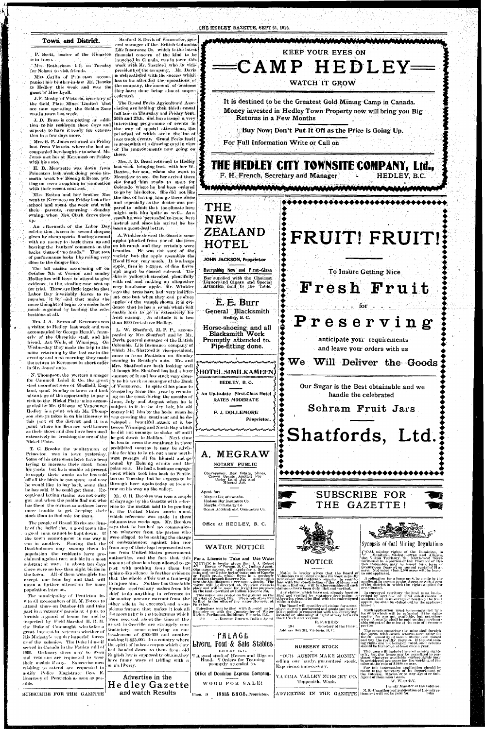## Town and District.

P. Scott, locator of the Kingston is in town.

Mrs. Rotherham left on Tuesday for Nelson to visit friends.

Miss Catlin of Princeton accompanied her brother-in-law Mr. Brooke to Hedley this week and was the guest of Miss Lyall.

J. F. Mosby of Victoria, secretary of the Gold Plate Mines Limited that are now operating the Golden Zone was in town last week.

J. D. Brass is completing an addition to his residence these days and expects to have it ready for occupation in a few days more.

Mrs. G. P. Jones returned on Friday last from Victoria where she had accompanied her daughter to school. Mr. Jones met her at Keremeos on Friday with his auto.

H. B. Meausette was down from Princeton last week doing some tinsmith work for Boeing & Brass, putting on eave-troughing in connection with their recent contract.

Miss Easton and her brother Mac went to Keremeos on Friday last after school and spent the week end with their parents, returning Sunday evening, when Mrs. Clark drove them up.

An aftermath of the Labor Day celebration is seen in several cheques given by cheap sports floating around with no money to back them up and bearing the bankers' comment on the backs thereof "no funds." That sort of performance looks like sailing very close to the danger line.

The fall assizes are coming off on October 7th at Vernon and sundry Hedleyites will have to attend to give evidence in the stealing case sent up for trial. These are little legacies that Labor Day invariably leaves to remember it by and that make the more thoughtful begin to wonder how much is gained by holding the celebrations at all.

Mrs. J. A. Brown of Keremeos was a visitor to Hedley last week and was accompanied by George Herald, formerly of the Chronicle staff, and his friend, Art Wells, of Winnipeg. On Wednesday they made the trip to the mine returning by the last car in the evening and next morning they made the return to Keremeos in short order in Mr. Jones' auto.

N. Thompson, the western manager for Connell Laird & Co. the great steel manufacturers of Sheffield, England, spent Sunday in town and took advantage of the opportunity to pay a visit to the Nickel Plate mine accompanied by Mr. Gibbons of Vancouver. Hedley is a point which Mr. Thompson always takes in on his itinerary in this part of the district and it is a point where his firm are well known as their shoes and dies have been used extensively in crushing the ore of the Nickel Plate.

T. C. Brooke the poultryman of Princeton was in town yesterday. Some of his customers here have been trying to increase their stock from his yards but he is unable at present to supply their wants as he has sold off all the birds he can spare and now he would like to buy back, some that he has sold if he could get them. Exceptional laying strains are not easily got and when the public find out who has them the owners sometimes have more trouble to get keeping their stock than to find sale for them.

The people of Grand Forks are firmly of the belief that a good town like a good man cannot be kept down. If the town cannot grow in one way it can in another. Fearing that the Doukhobours may swamp them in population the residents have proclaimed against race suicide in a most substantial way. In about ten days there were no less than eight births in the town. All of them were girls too except one lone boy and that will mean a further attraction for more population later on.

The municipality of Penticton invite all ex-members of H. M. Forces to attend there on October 4th and take part in a veterans' parade at 4 p.m. to furnish a guard of honor for and be inspected by Field Marshal H. R. H. the Duke of Connaught who takes a great interest in veterans whether of His Majesty's regular imperial forces or of the colonies. The Duke himself served in Canada in the Fenian raid of 1866. Ordinary dress may be worn and veterans are requested to wear their medals if any. Ex-service men wishing to attend are requested to notify Police Magistrate Geo. P. Guernsey of Penticton as soon as possible.

SUBSCRIBE FOR THE GAZETTE

Sanford S. Davis of Vancouver, general manager of the British Columbia Life Insurance Co. which is the latest financial concern of the kind to be launched in Canada, was in town this week with Mr. Shatford who is vice-president of the company. Mr. Davis is well satisfied with the success which has so far attended the operations of the company, the amount of business they have done being almost unprecedented.

The Grand Forks Agricultural Association are holding their third annual fall fair on Thursday and Friday Sept. 26th and 27th, and have issued a very interesting programme of events in the way of special attractions, the principal of which are in the line of race track events. Grand Forks itself is somewhat of a drawing card in view of the improvements now going on there.

Mrs. J. D. Brass returned to Hedley last week bringing back with her W. Baxter, her son, whom she went to Moosejaw to see. On her arrival there she found him ready to start for Colorado where he had been ordered to go by his doctor. She did not like the idea of having him go there alone and especially as the doctor was prepared to admit that the climate here might suit him quite as well. As a result he was persuaded to come here instead and since his arrival he has been a great deal better.

A. Winkler showed the Gazette some apples plucked from one of the trees on his ranch and they certainly were beauties. He was not sure of the variety but the apple resembles the Hood River very much. It is a large apple, firm in texture, of fine flavor and might be classed mid-seid. The skin is yellowish streaked plentifully with red and making an altogether very handsome apple. Mr. Winkler says the trees have had very indifferent care but when they can produce apples of the sample shown it is evidence that he has a ranch which will enable him to go in extensively for fruit raising. In altitude it is less than 1000 feet above Hedley.

L. W. Shatford, M. P. P., accompanied by Mrs. Shatford and by Mr. Davis, general manager of the British Columbia Life Insurance company of which Mr. Shatford is vice-president, came in from Penticton on Monday evening in Bentley's auto. Mr. and Mrs. Shatford are both looking well although Mr. Shatford has had a busy summer of it and has stuck very closely to his work as manager of the Bank of Vancouver. In spite of his plans to escape hay fever this year by remaining on the coast during the months of June, July and August when he is subject to it in the dry belt, his old enemy laid him by the heels when he was crossing the continent and he developed a beautiful attack of it between Winnipeg and North Bay which he did not manage to shake off until he got down to Halifax. Next time he has to cross the continent in those prohibited months it may be advisable for him to hunt out a new northwest passage all for himself and go round by Behring straits and the polar seas. He had a business engagement which took him back to Penticton on Tuesday but he expects to be through here again today or tomorrow on his way up the valley.

Mr. C. H. Brookes was seen a couple of days ago by the Gazette with reference to the matter said to be pending in the United States courts about which reference was made in these columns two weeks ago. Mr. Brookes says that he has had no communication whatever from the parties who were alleged to be making the charge of embezzlement against him nor from any of their legal representatives nor from United States government authorities, and the fact that this amount of time has been allowed to go past with nothing from them but sphinx-like silence is further evidence that the whole affair was a frame-up to injure him. Neither has Constable Sproule received any orders from his chief to do anything in reference to the matter nor any warrant from the other side to be executed, and a suspicious feature that makes it look all the more fishy is that telegrams which were received about the time of the arrest in Oroville are strangely contradictory, some specifying an embezzlement of $100,000 and another making it $25,000. In a country where the spirit of lawless empire which they had handed down to them from old English law is supposed to obtain, they have funny ways of trifling with a man's liberty.

Advertise in the **Hedley Gazette** and watch Results

---

# KEEP YOUR EYES ON
# CAMP HEDLEY
## WATCH IT GROW

**It is destined to be the Greatest Gold Mining Camp in Canada.**

**Money invested in Hedley Town Property now will bring you Big Returns in a Few Months**

**Buy Now; Don't Put It Off as the Price is Going Up.**

**For Full Information Write or Call on**

# THE HEDLEY CITY TOWNSITE COMPANY, Ltd.,
F. H. French, Secretary and Manager — HEDLEY, B.C.

---

# THE NEW ZEALAND HOTEL

JOHN JACKSON, Proprietor

Everything New and First-Class

Bar supplied with the Choicest Liquors and Cigars and Special Attention paid to the Table.

---

# E. E. Burr
General Blacksmith
Hedley, B. C.

Horse-shoeing and all Blacksmith Work Promptly attended to. Pipe-fitting done.

---

# HOTEL SIMILKAMEEN
HEDLEY, B. C.

An Up-to-date First-Class Hotel
RATES MODERATE

F. J. DOLLEMORE
Proprietor.

---

# A. MEGRAW
NOTARY PUBLIC

Conveyancer, Real Estate, Mines. Crown Grants Applied For Under Land Act and Mineral Act.

Agent for:
Mutual Life of Canada.
Hudson Bay Insurance Co.
Maryland Casualty Co
Ocean Accident and Guarantee Co.

Office at HEDLEY, B. C.

---

# FRUIT! FRUIT!

To Insure Getting Nice

# Fresh Fruit
for

# Preserving

anticipate your requirements and leave your orders with us

## We Will Deliver the Goods

Our Sugar is the Best obtainable and we handle the celebrated

### Schram Fruit Jars

# Shatfords, Ltd.

---

# SUBSCRIBE FOR THE GAZETTE!

---

## WATER NOTICE

**For a Licence to Take and Use Water**

NOTICE is hereby given that I, J. Robert Brown, of Vernon, B. C., Indian Agent, Okanagan agency, will apply for a licence to take and use 3 cubic feet of water out of Keenbe or Paul's creek, which flows in a northerly direction through Reserve No. and empties into the Similkameen river near Ashnola. The water will be diverted at Pierrie Ranch place and will be used for irrigation purposes on the land described as Indian Reserve No.

This notice was posted on the ground on the 26th day of August, 1912. The application will be filed in the office of the Water Recorder at Fairview.

Objections may be filed with the said water Recorder or with the Comptroller of Water Rights, Parliament Buildings, Victoria, B. C.

20-4 — J. Robert Brown, Indian Agent

---

# PALACE
## Livery, Feed & Sale Stables
HEDLEY B. C.

¶ A good stock of Horses and Rigs on Hand. ¶ Orders for Teaming promptly attended to.

Office of Dominion Express Company.

WOOD FOR SALE!

Phone 11 — INNIS BROS. Proprietors.

---

## NOTICE

Notice is hereby given that the Board of Valuators to consider claims for work actually performed and materials supplied in connection with the construction of the Midway and Vernon Railway, will further consider all such claims as have been duly filed and verified.

Any claims which have not already been so filed and verified by statutory declaration or otherwise, should be filed with the undersigned without delay.

The Board will consider all claims for actual physical work performed and goods and matter supplied in connection with the surveying, locating or obtaining of right of way between Rock Creek and Vernon.

R. F. GREEN
Secretary of the Board.

29-4 — Address Box 392, Victoria, B. C.

---

## NURSERY STOCK

"OUR AGENTS MAKE MONEY" selling our hardy, guaranteed stock. Experience unnecessary.

YAKIMA VALLEY NURSERY CO.
Toppenish, Wash.

---

ADVERTISE IN THE GAZETTE

---

## Synopsis of Coal Mining Regulations

COAL mining rights of the Dominion, in Manitoba, Saskatchewan and Alberta, the Yukon Territory, the North-west Territories and in a portion of the Province of British Columbia, may be leased for a term of twenty-one years at an annual rental of $1 an acre. Not more than 2,560 acres will be leased to one applicant.

Application for a lease must be made by the applicant in person to the Agent or Sub-Agent of the district in which the rights applied for are situated.

In surveyed territory the land must be described by sections, or legal subdivisions of sections, and in unsurveyed territory the tract applied for shall be staked out by the applicant himself.

Each application must be accompanied by a fee of $5 which will be refunded if the rights applied for are not available, but not otherwise. A royalty shall be paid on the merchantable output of the mine at the rate of five cents per ton.

The person operating the mine shall furnish the Agent with sworn returns accounting for the full quantity of merchantable coal mined and pay the royalty thereon. If the coal mining rights are not being operated, such returns should be furnished at least once a year.

The lease will include the coal mining rights only, but the lessee may be permitted to purchase whatever available surface rights may be considered necessary for the working of the mine at the rate of $10.00 an acre.

For full information application should be made to the Secretary of the Department of the Interior, Ottawa, or to any Agent or Sub-Agent of Dominion Lands.

W. W. CORY,
Deputy Minister of the Interior.

N.B.—Unauthorized publication of this advertisement will not be paid for.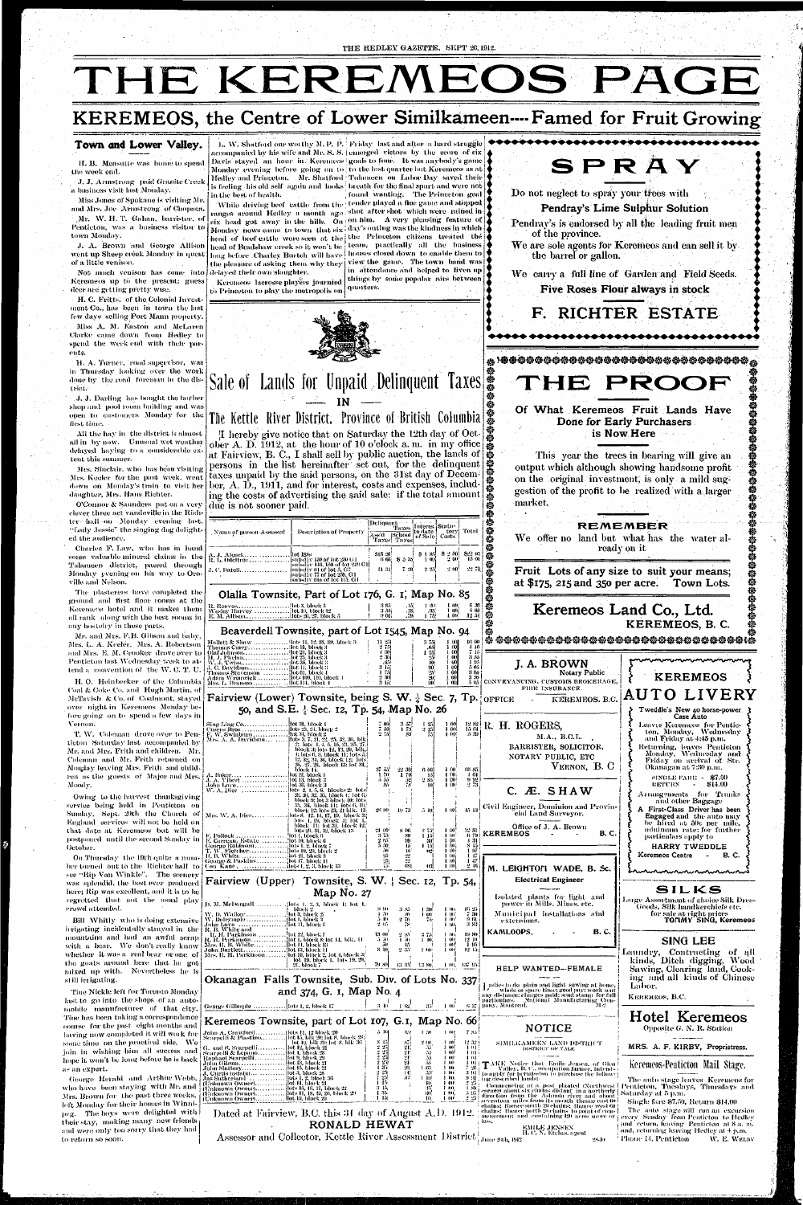# THE KEREMEOS PAGE

## KEREMEOS, the Centre of Lower Similkameen---Famed for Fruit Growing

### Town and Lower Valley.

H. B. Monsulte was home to spend the week end.

J. J. Armstrong paid Granite Creek a business visit last Monday.

Miss Jones of Spokane is visiting Mr. and Mrs. Joe Armstrong of Chopaca.

Mr. W. H. T. Gahan, barrister, of Penticton, was a business visitor to town Monday.

J. A. Brown and George Allison went up Sheep creek Monday in quest of a little venison.

Not much venison has come into Keremeos up to the present; guess deer are getting pretty wise.

H. C. Fritts, of the Colonial Investment Co., has been in town the last few days selling Fort Mann property.

Miss A. M. Easton and McLaren Clarke came down from Hedley to spend the week end with their parents.

H. A. Turner, road supervisor, was in Thursday looking over the work done by the road foreman in the district.

J. J. Darling has bought the barber shop and pool room building and was open to customers Monday for the first time.

All the hay in the district is almost all in by now. Unusual wet weather delayed haying to a considerable extent this summer.

Mrs. Sinclair, who has been visiting Mrs. Keeler for the past week, went down on Monday's train to visit her daughter, Mrs. Hans Richter.

O'Connor & Saunders put on a very clever three act vaudeville in the Richter hall on Monday evening last. "Lady Jessie" the singing dog delighted the audience.

Charles F. Law, who has in hand some valuable mineral claims in the Tulameen district, passed through Monday evening on his way to Oroville and Nelson.

The plasterers have completed the ground and first floor rooms at the Keremeos hotel and it makes them all rank along with the best rooms in any hostelry in these parts.

Mr. and Mrs. F.B. Gibson and baby, Mrs. L. A. Keeler, Mrs. A. Robertson and Mrs. E. M. Crooker drove over to Penticton last Wednesday week to attend a convention of the W. C. T. U.

H. O. Hoinbecker of the Columbia Coal & Coke Co. and Hugh Martin, of McTavish & Co. of Coalmont, stayed over night in Keremeos Monday before going on to spend a few days in Vernon.

T. W. Coleman drove over to Penticton Saturday last accompanied by Mr. and Mrs. Frith and children. Mr. Coleman and Mr. Frith returned on Monday leaving Mrs. Frith and children as the guests of Major and Mrs. Moody.

Owing to the harvest thanksgiving service being held in Penticton on Sunday, Sept. 29th the Church of England services will not be held on that date at Keremeos but will be postponed until the second Sunday in October.

On Thursday the 19th quite a number turned out to the Richter hall to see "Rip Van Winkle". The scenery was splendid, the best ever produced here; Rip was excellent, and it is to be regretted that not the usual play crowd attended.

Bill Whitly who is doing extensive irrigating incidentally strayed in the mountains and had an awful scrap with a bear. We don't really know whether it was a real bear or one of the goats around here that he got mixed up with. Nevertheless he is still irrigating.

Tine Nickle left for Toronto Monday last to go into the shops of an automobile manufacturer of that city. Tine has been taking a correspondence course for the past eight months and having now completed it will work for some time on the practical side. We join in wishing him all success and hope it won't be long before he is back as an expert.

George Herald and Arthur Webb, who have been staying with Mr. and Mrs. Brown for the past three weeks, left Monday for their homes in Winnipeg. The boys were delighted with their stay, making many new friends and were only too sorry that they had to return so soon.

L. W. Shatford our worthy M. P. P. accompanied by his wife and Mr. S. S. Davis stayed an hour in Keremeos Monday evening before going on to Hedley and Princeton. Mr. Shatford is feeling his old self again and looks in the best of health.

While driving beef cattle from the ranges around Hedley a month ago six head got away in the hills. On Monday news came to town that six head of beef cattle were seen at the head of Bradshaw creek so it won't be long before Charley Bortch will have the pleasure of asking them why they delayed their own slaughter.

Keremeos lacrosse players journied to Princeton to play the metropolis on Friday last and after a hard struggle emerged victors by the score of six goals to four. It was anybody's game to the last quarter but Keremeos as at Tulameen on Labor Day saved their breath for the final spurt and were not found wanting. The Princeton goal tender played a fine game and stopped shot after shot which were rained in on him. A very pleasing feature of day's outing was the kindness in which the Princeton citizens treated the team, practically all the business houses closed down to enable them to view the game. The town band was in attendance and helped to liven up things by some popular airs between quarters.

## Sale of Lands for Unpaid Delinquent Taxes IN The Kettle River District, Province of British Columbia

I hereby give notice that on Saturday the 12th day of October A. D. 1912, at the hour of 10 o'clock a. m. in my office at Fairview, B. C., I shall sell by public auction, the lands of persons in the list hereinafter set out, for the delinquent taxes unpaid by the said persons, on the 31st day of December, A. D., 1911, and for interest, costs and expenses, including the costs of advertising the said sale; if the total amount due is not sooner paid.

| Name of person Assessed | Description of Property | Delinquent Taxes Ass'd Taxes | School Taxes | Interest to date of Sale | Statutory Costs | Total |
|---|---|---|---|---|---|---|
| A. J. Alnsck | lot 188e | $18 20 | | $1 85 | $2 00 | $22 05 |
| R. L. Odell | subdiv 130 of lot 280 G1 | 0 66 | $5 30 | 1 02 | 2 00 | 13 00 |
| J. C. Batell | subdiv 140, 150 of lot 280 G1; subdiv 61 of lot 5, G7; subdiv 77 of lot 280, G1; subdiv 8b of lot 113, G1 | 11 31 | 7 20 | 2 23 | 2 00 | 22 73 |

### Olalla Townsite, Part of Lot 176, G. 1, Map No. 85

| | | | | | | |
|---|---|---|---|---|---|---|
| R. Reeves | lot 3, block 5 | 3 85 | .15 | 1 20 | 1 00 | 6 20 |
| Wesley Harvey | lot 10, block 12 | 3 35 | .28 | .03 | 1 00 | 6 68 |
| E. M. Allison | lots 26, 27, block 5 | 0 01 | .78 | 1 75 | 1 00 | 12 34 |

### Beaverdell Townsite, part of Lot 1545, Map No. 94

| | | | | | | |
|---|---|---|---|---|---|---|
| Hallett & Shaw | lots 11, 12, 33, 39, block 3 | 11 21 | | 3 75 | 1 00 | 16 00 |
| Thomas Carey | lot 15, block 3 | 2 78 | | .05 | 1 00 | 4 00 |
| Olaf Johnson | lot 27, block 3 | 2 00 | | 1 55 | 1 00 | 5 03 |
| M. J. Phelan | lot 25, block 3 | 2 30 | | .05 | 1 00 | 3 55 |
| W. J. Twiss | lot 25, block 2 | .35 | | .10 | 1 00 | 1 35 |
| J. C. Davidson | lot 11, block 3 | 3 15 | | .00 | 1 00 | 5 06 |
| Thomas Stevenson | lot 61, block 1 | 1 73 | | .27 | 1 00 | 3 00 |
| Adam Wrmwick | lots 100, 115, block 1 | 2 30 | | .30 | 1 00 | 3 30 |
| Mrs. L. Bruneau | lot 111, block 1 | 3 15 | | .70 | 1 00 | 5 03 |

### Fairview (Lower) Townsite, being S. W. ¼ Sec. 7, Tp. 50, and S.E. ¼ Sec. 12, Tp. 54, Map No. 26

| | | | | | | |
|---|---|---|---|---|---|---|
| Sing Ling Co | lot 30, block 1 | 7 00 | 2 37 | 1 25 | 1 00 | 12 82 |
| Coeppe Pless | lots 23, 24, block 2 | 7 50 | 1 75 | 2 21 | 1 00 | 13 01 |
| F. W. Swinburn | lot 31, block 2 | 2 75 | .81 | .75 | 1 00 | 5 39 |
| Mrs. A. A. Davidson | lots 3, 7, 21, 22, 23, 32, 36, block 2; lots 1, 4, 5, 13, 21, 23, 27, block 3; lots 9, 12, 20, 32, block 4; lots 6, 8, block 11; lots 3, 12, 32, 34, 36, block 12; lots 17, 22, 23, block 13; lot 31, block 14 | 37 55 | 22 30 | 6 60 | 1 00 | 68 45 |
| A. Baker | lot 13, block 2 | 1 70 | 1 70 | .15 | 1 00 | 4 61 |
| J. A. Tilbert | lot 14, block 2 | 5 55 | .32 | 2 85 | 1 00 | 9 92 |
| John Love | lot 36, block 3 | .85 | .75 | .10 | 1 00 | 2 73 |
| W. A. Dier | lots 3, 4, 5, 6, blocks 2; lot 4, 20, 30, 32, 33, block 4; lot 6, block 9; lot 3 block 10; lots 33, 34, block 11; lots 6, 10, block 12; lots 23, 31 blk. 13 | 28 00 | 10 75 | 5 10 | 1 00 | 45 13 |
| Mrs. W. A. Dier | lots 12, 14, 17, 19, block 2; lots 1, 18, block 3; lot 4, block 11; lot 31, block 12; lots 26, 31, 32, block 13 | 21 00 | 8 00 | 2 75 | 1 00 | 32 81 |
| F. Pollock | lot 1, block 6 | 3 75 | .80 | 1 25 | 1 00 | 6 79 |
| E. Gorman, Estate | lot 10, block 6 | 2 95 | .60 | .30 | 1 00 | 4 31 |
| George Robinson | lots 1, 2, block 7 | 5 50 | .15 | 1 15 | 1 00 | 8 15 |
| T. W. Fletcher | lots 19, 25, block 2 | .75 | .25 | .21 | 1 00 | 2 07 |
| R. R. White | lot 2, block 3 | .35 | .05 | .10 | 1 00 | 1 47 |
| George & Paskins | lot 17, block 11 | .25 | .15 | | 1 00 | 1 47 |
| Con. Kane | lots 1, 2, 3, block 13 | .75 | .60 | .10 | 1 00 | 2 46 |

### Fairview (Upper) Townsite, S. W. ¼ Sec. 12, Tp. 54, Map No. 27

| | | | | | | |
|---|---|---|---|---|---|---|
| J. M. McDougall | lots 1, 2, 3, block 1; lot 1, block 2 | 8 00 | 3 85 | 1 30 | 1 00 | 16 25 |
| W. D. Walker | lot 3, block 2 | 5 00 | .20 | 1 00 | 1 00 | 7 30 |
| W. Dalrymple | lot 4, block 2 | 5 50 | 2 20 | .30 | 1 00 | 9 01 |
| John Love | lot 11, block 2 | 2 05 | .78 | .10 | 1 00 | 3 83 |
| R. R. White and H. H. Parkinson | lot 32, block 7 | 13 00 | 2 15 | 3 75 | 1 00 | 19 90 |
| R. H. Parkinson | lot 1, block 8; lot 11, blk. 11 | 5 30 | 1 70 | 1 10 | 1 00 | 12 10 |
| Mrs. R. R. White | lot 3, block 10 | 1 50 | .45 | | 1 00 | 1 95 |
| John Bartlett | lot 15, block 11 | 8 00 | 2 25 | 1 00 | 1 00 | 12 45 |
| Mrs. R. H. Parkinson | lot 10, block 2; lot 4, block 3; lot 10, block 4; lot 10, block 1; lots 19, 20, 21, block 7 | 79 80 | 43 37 | 13 80 | 1 00 | 137 05 |

### Okanagan Falls Townsite, Sub. Div. of Lots No. 337 and 374, G. 1, Map No. 4

| | | | | | | |
|---|---|---|---|---|---|---|
| George Gillespie | lots 1, 2, block 17 | 3 10 | 1 02 | .25 | 1 00 | 6 37 |

### Keremeos Townsite, part of Lot 107, G.1, Map No. 66

| | | | | | | |
|---|---|---|---|---|---|---|
| John A. Crawford | lots 11, 12 block 20 | 5 30 | .60 | 1 00 | 1 00 | 7 85 |
| Scarpelli & Plastino | lot 15, blk 20; lot 8, block 23; lot 10, blk 23; lot 8, blk 31 | 8 20 | .25 | 2 00 | 1 00 | 12 32 |
| G. and S. Scarpelli | lot 12, block 21 | 2 35 | .31 | .55 | 1 00 | 4 01 |
| Scarpelli & Lepane | lot 1, block 25 | 2 25 | .31 | .55 | 1 00 | 4 01 |
| Raphael Scarpelli | lot 8, block 21 | 2 25 | .31 | .55 | 1 00 | 4 01 |
| John Gibson | lot 13, block 21 | 2 25 | .31 | .55 | 1 00 | 4 01 |
| John Slattery | lot 13, block 23 | 2 25 | .31 | .55 | 1 00 | 4 01 |
| A. Curtis (estate) | lot 5, block 26 | 3 00 | .14 | .35 | 1 00 | 4 20 |
| Jas Sutherland | lots 3, 4, block 36 | 2 10 | .30 | 1 65 | 1 00 | 4 18 |
| Unknown Owner | lot 14, block 21 | 1 25 | .08 | .37 | 1 00 | 2 25 |
| Unknown Owner | lots 13, 16, 17, block 22 | 1 35 | .14 | .35 | 1 00 | 2 35 |
| Unknown Owner | lots 11, 18, 19, 20, block 20 | 1 35 | .10 | .17 | 1 00 | 2 45 |
| Unknown Owner | lot 10, block 23 | 1 15 | .06 | .20 | 1 00 | 2 41 |

Dated at Fairview, B.C. this 31 day of August A.D. 1912.

RONALD HEWAT
Assessor and Collector, Kettle River Assessment District

## SPRAY

Do not neglect to spray your trees with

**Pendray's Lime Sulphur Solution**

Pendray's is endorsed by all the leading fruit men of the province.

We are sole agents for Keremeos and can sell it by the barrel or gallon.

We carry a full line of Garden and Field Seeds.

**Five Roses Flour always in stock**

**F. RICHTER ESTATE**

## THE PROOF

Of What Keremeos Fruit Lands Have Done for Early Purchasers is Now Here

This year the trees in bearing will give an output which although showing handsome profit on the original investment, is only a mild suggestion of the profit to be realized with a larger market.

### REMEMBER

We offer no land but what has the water already on it

**Fruit Lots of any size to suit your means; at $175, 215 and 350 per acre. Town Lots.**

**Keremeos Land Co., Ltd.**
KEREMEOS, B. C.

**J. A. BROWN**
Notary Public
CONVEYANCING, CUSTOMS BROKERAGE, FIRE INSURANCE
OFFICE KEREMEOS, B.C.

**R. H. ROGERS,**
M.A., B.C.L.,
BARRISTER, SOLICITOR, NOTARY PUBLIC, ETC
VERNON, B. C

**C. Æ. SHAW**
Civil Engineer, Dominion and Provincial Land Surveyor.
Office of J. A. Brown
KEREMEOS B.C.

**M. LEIGHTON WADE, B. Sc.**
Electrical Engineer
Isolated plants for light and power in Mills, Mines, etc.
Municipal installations and extensions.
KAMLOOPS, B. C.

### HELP WANTED--FEMALE

Ladies to do plain and light sewing at home, whole or spare time; good pay; work sent any distance; charges paid; send stamp for full particulars. National Manufacturing Company, Montreal.

### NOTICE

SIMILKAMEEN LAND DISTRICT
DISTRICT OF YALE

TAKE Notice that Emile Jensen, of Olalla Valley, B. C., occupation farmer, intends to apply for permission to purchase the following described lands:—

Commencing at a post planted (Northwest) corner about six chains distant in a northerly direction from the Ashnola river and about seventeen miles from its mouth thence east 60 chains; thence south 20 chains; thence west 60 chains; thence north 20 chains to point of commencement and containing 120 acres more or less.

EMILE JENSEN
H. C. N. Etches, agent
June 26th, 1912

## KEREMEOS AUTO LIVERY

**Tweddle's New 40 horse-power Case Auto**

Leaves Keremeos for Penticton, Monday, Wednesday and Friday at 4:45 p.m.
Returning, leaves Penticton Monday, Wednesday and Friday on arrival of Str. Okanagan at 7:30 p.m.

SINGLE FARE - $7.50
RETURN - $14.00

Arrangements for Trunks and other Baggage

A First-Class Driver has been Engaged and the auto may be hired at 50c per mile, minimum rate; for further particulars apply to

**HARRY TWEDDLE**
Keremeos Centre B. C.

## SILKS

Large Assortment of choice Silk Dress Goods, Silk handkerchiefs etc. for sale at right prices
**TOMMY SING, Keremeos**

## SING LEE

Laundry, Contracting of all kinds, Ditch digging, Wood Sawing, Clearing land, Cooking and all kinds of Chinese Labor.
KEREMEOS, B.C.

## Hotel Keremeos

Opposite G. N. R. Station

**MRS. A. F. KIRBY, Proprietress.**

### Keremeos-Penticton Mail Stage.

The auto stage leaves Keremeos for Penticton, Tuesdays, Thursdays and Saturday at 5 p.m.
Single fare $7.50, Return $14.00
The auto stage will run an excursion every Sunday from Penticton to Hedley and return, leaving Penticton at 8 a. m. and, returning leaving Hedley at 4 p.m.
Phone 14, Penticton W. E. WELBY